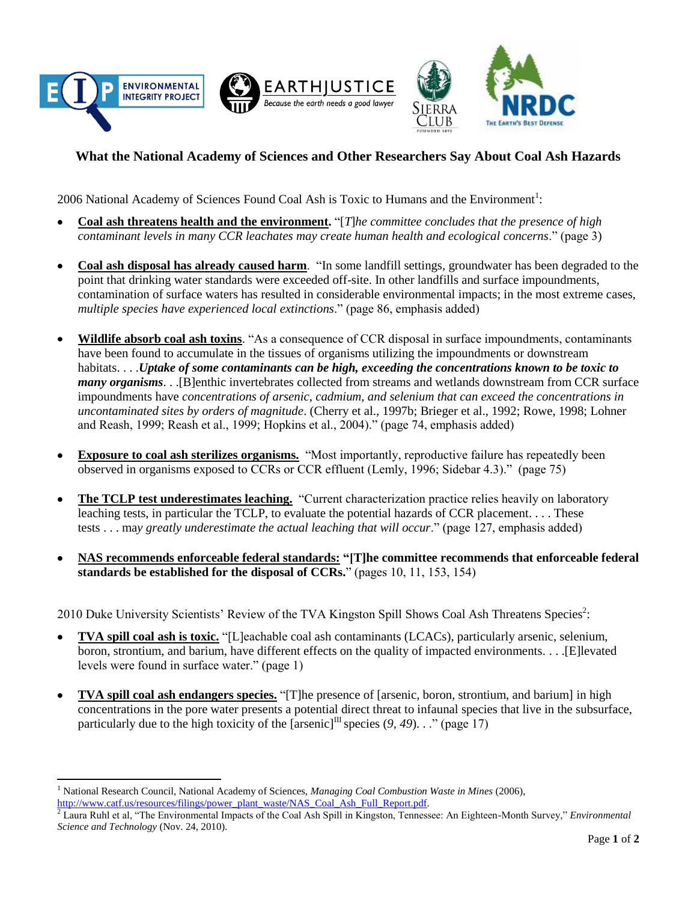# What the National Academy of Sciences and Other Researchers Say About Coal Ash Hazards

2006 National Academy of Sciences Found Coal Ash is Toxic to Humans and the Environment[1]:

- **Coal ash threatens health and the environment.** "[*T*]*he committee concludes that the presence of high contaminant levels in many CCR leachates may create human health and ecological concerns*." (page 3)

- **Coal ash disposal has already caused harm**. "In some landfill settings, groundwater has been degraded to the point that drinking water standards were exceeded off-site. In other landfills and surface impoundments, contamination of surface waters has resulted in considerable environmental impacts; in the most extreme cases, *multiple species have experienced local extinctions*." (page 86, emphasis added)

- **Wildlife absorb coal ash toxins**. "As a consequence of CCR disposal in surface impoundments, contaminants have been found to accumulate in the tissues of organisms utilizing the impoundments or downstream habitats. . . .***Uptake of some contaminants can be high, exceeding the concentrations known to be toxic to many organisms***. . .[B]enthic invertebrates collected from streams and wetlands downstream from CCR surface impoundments have *concentrations of arsenic, cadmium, and selenium that can exceed the concentrations in uncontaminated sites by orders of magnitude*. (Cherry et al., 1997b; Brieger et al., 1992; Rowe, 1998; Lohner and Reash, 1999; Reash et al., 1999; Hopkins et al., 2004)." (page 74, emphasis added)

- **Exposure to coal ash sterilizes organisms.** "Most importantly, reproductive failure has repeatedly been observed in organisms exposed to CCRs or CCR effluent (Lemly, 1996; Sidebar 4.3)." (page 75)

- **The TCLP test underestimates leaching.** "Current characterization practice relies heavily on laboratory leaching tests, in particular the TCLP, to evaluate the potential hazards of CCR placement. . . . These tests . . . ma*y greatly underestimate the actual leaching that will occur*." (page 127, emphasis added)

- **NAS recommends enforceable federal standards: "[T]he committee recommends that enforceable federal standards be established for the disposal of CCRs.**" (pages 10, 11, 153, 154)

2010 Duke University Scientists' Review of the TVA Kingston Spill Shows Coal Ash Threatens Species[2]:

- **TVA spill coal ash is toxic.** "[L]eachable coal ash contaminants (LCACs), particularly arsenic, selenium, boron, strontium, and barium, have different effects on the quality of impacted environments. . . .[E]levated levels were found in surface water." (page 1)

- **TVA spill coal ash endangers species.** "[T]he presence of [arsenic, boron, strontium, and barium] in high concentrations in the pore water presents a potential direct threat to infaunal species that live in the subsurface, particularly due to the high toxicity of the [arsenic]$^{III}$ species (*9*, *49*). . ." (page 17)

---

[1] National Research Council, National Academy of Sciences, *Managing Coal Combustion Waste in Mines* (2006), http://www.catf.us/resources/filings/power_plant_waste/NAS_Coal_Ash_Full_Report.pdf.

[2] Laura Ruhl et al, "The Environmental Impacts of the Coal Ash Spill in Kingston, Tennessee: An Eighteen-Month Survey," *Environmental Science and Technology* (Nov. 24, 2010).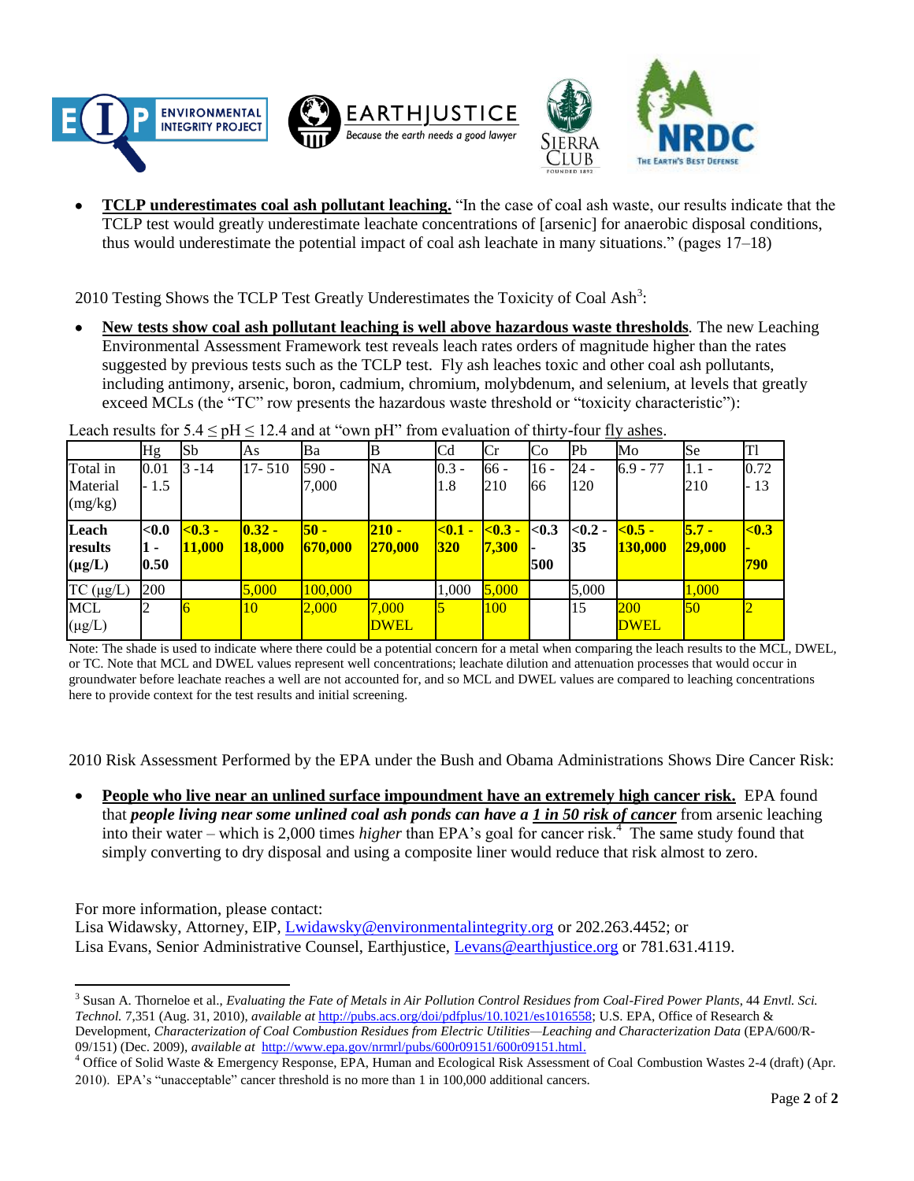- **TCLP underestimates coal ash pollutant leaching.** "In the case of coal ash waste, our results indicate that the TCLP test would greatly underestimate leachate concentrations of [arsenic] for anaerobic disposal conditions, thus would underestimate the potential impact of coal ash leachate in many situations." (pages 17–18)

2010 Testing Shows the TCLP Test Greatly Underestimates the Toxicity of Coal Ash[3]:

- **New tests show coal ash pollutant leaching is well above hazardous waste thresholds**. The new Leaching Environmental Assessment Framework test reveals leach rates orders of magnitude higher than the rates suggested by previous tests such as the TCLP test. Fly ash leaches toxic and other coal ash pollutants, including antimony, arsenic, boron, cadmium, chromium, molybdenum, and selenium, at levels that greatly exceed MCLs (the "TC" row presents the hazardous waste threshold or "toxicity characteristic"):

Leach results for 5.4 ≤ pH ≤ 12.4 and at "own pH" from evaluation of thirty-four fly ashes.

| | Hg | Sb | As | Ba | B | Cd | Cr | Co | Pb | Mo | Se | Tl |
|---|---|---|---|---|---|---|---|---|---|---|---|---|
| Total in Material (mg/kg) | 0.01 - 1.5 | 3 -14 | 17- 510 | 590 - 7,000 | NA | 0.3 - 1.8 | 66 - 210 | 16 - 66 | 24 - 120 | 6.9 - 77 | 1.1 - 210 | 0.72 - 13 |
| **Leach results (µg/L)** | **<0.01 - 0.50** | **<0.3 - 11,000** | **0.32 - 18,000** | **50 - 670,000** | **210 - 270,000** | **<0.1 - 320** | **<0.3 - 7,300** | **<0.3 - 500** | **<0.2 - 35** | **<0.5 - 130,000** | **5.7 - 29,000** | **<0.3 - 790** |
| TC (µg/L) | 200 | | 5,000 | 100,000 | | 1,000 | 5,000 | | 5,000 | | 1,000 | |
| MCL (µg/L) | 2 | 6 | 10 | 2,000 | 7,000 DWEL | 5 | 100 | | 15 | 200 DWEL | 50 | 2 |

Note: The shade is used to indicate where there could be a potential concern for a metal when comparing the leach results to the MCL, DWEL, or TC. Note that MCL and DWEL values represent well concentrations; leachate dilution and attenuation processes that would occur in groundwater before leachate reaches a well are not accounted for, and so MCL and DWEL values are compared to leaching concentrations here to provide context for the test results and initial screening.

2010 Risk Assessment Performed by the EPA under the Bush and Obama Administrations Shows Dire Cancer Risk:

- **People who live near an unlined surface impoundment have an extremely high cancer risk.** EPA found that ***people living near some unlined coal ash ponds can have a 1 in 50 risk of cancer*** from arsenic leaching into their water – which is 2,000 times *higher* than EPA's goal for cancer risk.[4] The same study found that simply converting to dry disposal and using a composite liner would reduce that risk almost to zero.

For more information, please contact:
Lisa Widawsky, Attorney, EIP, Lwidawsky@environmentalintegrity.org or 202.263.4452; or
Lisa Evans, Senior Administrative Counsel, Earthjustice, Levans@earthjustice.org or 781.631.4119.

---

[3] Susan A. Thorneloe et al., *Evaluating the Fate of Metals in Air Pollution Control Residues from Coal-Fired Power Plants*, 44 *Envtl. Sci. Technol.* 7,351 (Aug. 31, 2010), *available at* http://pubs.acs.org/doi/pdfplus/10.1021/es1016558; U.S. EPA, Office of Research & Development, *Characterization of Coal Combustion Residues from Electric Utilities—Leaching and Characterization Data* (EPA/600/R-09/151) (Dec. 2009), *available at* http://www.epa.gov/nrmrl/pubs/600r09151/600r09151.html.

[4] Office of Solid Waste & Emergency Response, EPA, Human and Ecological Risk Assessment of Coal Combustion Wastes 2-4 (draft) (Apr. 2010). EPA's "unacceptable" cancer threshold is no more than 1 in 100,000 additional cancers.